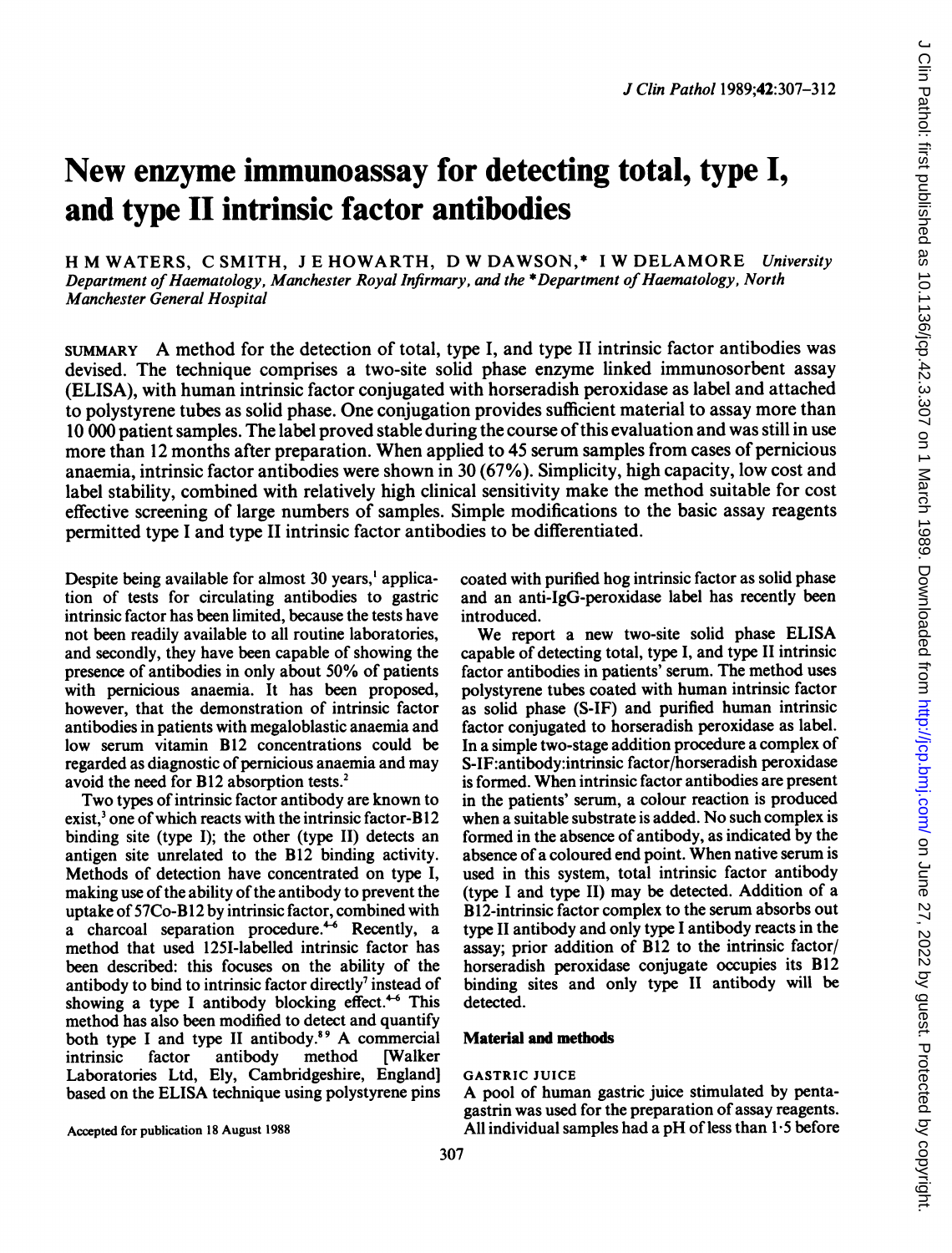# New enzyme immunoassay for detecting total, type I, and type II intrinsic factor antibodies

H M WATERS, C SMITH, J E HOWARTH, D W DAWSON,* I W DELAMORE *University Department of Haematology, Manchester Royal Infirmary, and the \*Department of Haematology, North Manchester General Hospital*

SUMMARY A method for the detection of total, type I, and type II intrinsic factor antibodies was devised. The technique comprises a two-site solid phase enzyme linked immunosorbent assay (ELISA), with human intrinsic factor conjugated with horseradish peroxidase as label and attached to polystyrene tubes as solid phase. One conjugation provides sufficient material to assay more than 10 000 patient samples. The label proved stable during the course of this evaluation and was still in use more than 12 months after preparation. When applied to 45 serum samples from cases of pernicious anaemia, intrinsic factor antibodies were shown in 30 (67%). Simplicity, high capacity, low cost and label stability, combined with relatively high clinical sensitivity make the method suitable for cost effective screening of large numbers of samples. Simple modifications to the basic assay reagents permitted type I and type II intrinsic factor antibodies to be differentiated.

Despite being available for almost 30 years,[1] application of tests for circulating antibodies to gastric intrinsic factor has been limited, because the tests have not been readily available to all routine laboratories, and secondly, they have been capable of showing the presence of antibodies in only about 50% of patients with pernicious anaemia. It has been proposed, however, that the demonstration of intrinsic factor antibodies in patients with megaloblastic anaemia and low serum vitamin B12 concentrations could be regarded as diagnostic of pernicious anaemia and may avoid the need for B12 absorption tests.[2]

Two types of intrinsic factor antibody are known to exist,[3] one of which reacts with the intrinsic factor-B12 binding site (type I); the other (type II) detects an antigen site unrelated to the B12 binding activity. Methods of detection have concentrated on type I, making use of the ability of the antibody to prevent the uptake of 57Co-B12 by intrinsic factor, combined with a charcoal separation procedure.[4-6] Recently, a method that used 125I-labelled intrinsic factor has been described: this focuses on the ability of the antibody to bind to intrinsic factor directly[7] instead of showing a type I antibody blocking effect.[4-6] This method has also been modified to detect and quantify both type I and type II antibody.[8,9] A commercial intrinsic factor antibody method [Walker Laboratories Ltd, Ely, Cambridgeshire, England] based on the ELISA technique using polystyrene pins coated with purified hog intrinsic factor as solid phase and an anti-IgG-peroxidase label has recently been introduced.

We report a new two-site solid phase ELISA capable of detecting total, type I, and type II intrinsic factor antibodies in patients' serum. The method uses polystyrene tubes coated with human intrinsic factor as solid phase (S-IF) and purified human intrinsic factor conjugated to horseradish peroxidase as label. In a simple two-stage addition procedure a complex of S-IF:antibody:intrinsic factor/horseradish peroxidase is formed. When intrinsic factor antibodies are present in the patients' serum, a colour reaction is produced when a suitable substrate is added. No such complex is formed in the absence of antibody, as indicated by the absence of a coloured end point. When native serum is used in this system, total intrinsic factor antibody (type I and type II) may be detected. Addition of a B12-intrinsic factor complex to the serum absorbs out type II antibody and only type I antibody reacts in the assay; prior addition of B12 to the intrinsic factor/horseradish peroxidase conjugate occupies its B12 binding sites and only type II antibody will be detected.

## Material and methods

### GASTRIC JUICE

A pool of human gastric juice stimulated by pentagastrin was used for the preparation of assay reagents. All individual samples had a pH of less than 1·5 before

Accepted for publication 18 August 1988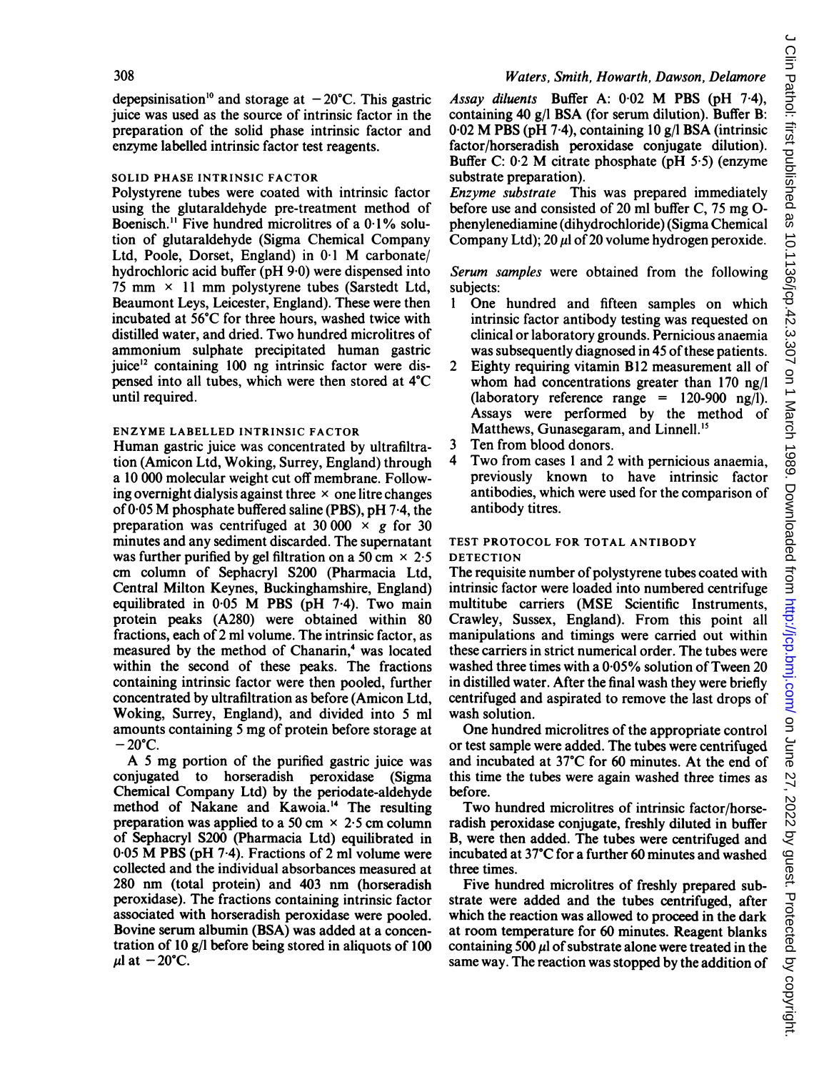depepsinisation[10] and storage at −20°C. This gastric juice was used as the source of intrinsic factor in the preparation of the solid phase intrinsic factor and enzyme labelled intrinsic factor test reagents.

### SOLID PHASE INTRINSIC FACTOR

Polystyrene tubes were coated with intrinsic factor using the glutaraldehyde pre-treatment method of Boenisch.[11] Five hundred microlitres of a 0·1% solution of glutaraldehyde (Sigma Chemical Company Ltd, Poole, Dorset, England) in 0·1 M carbonate/hydrochloric acid buffer (pH 9·0) were dispensed into 75 mm × 11 mm polystyrene tubes (Sarstedt Ltd, Beaumont Leys, Leicester, England). These were then incubated at 56°C for three hours, washed twice with distilled water, and dried. Two hundred microlitres of ammonium sulphate precipitated human gastric juice[12] containing 100 ng intrinsic factor were dispensed into all tubes, which were then stored at 4°C until required.

### ENZYME LABELLED INTRINSIC FACTOR

Human gastric juice was concentrated by ultrafiltration (Amicon Ltd, Woking, Surrey, England) through a 10 000 molecular weight cut off membrane. Following overnight dialysis against three × one litre changes of 0·05 M phosphate buffered saline (PBS), pH 7·4, the preparation was centrifuged at 30 000 × *g* for 30 minutes and any sediment discarded. The supernatant was further purified by gel filtration on a 50 cm × 2·5 cm column of Sephacryl S200 (Pharmacia Ltd, Central Milton Keynes, Buckinghamshire, England) equilibrated in 0·05 M PBS (pH 7·4). Two main protein peaks (A280) were obtained within 80 fractions, each of 2 ml volume. The intrinsic factor, as measured by the method of Chanarin,[4] was located within the second of these peaks. The fractions containing intrinsic factor were then pooled, further concentrated by ultrafiltration as before (Amicon Ltd, Woking, Surrey, England), and divided into 5 ml amounts containing 5 mg of protein before storage at −20°C.

A 5 mg portion of the purified gastric juice was conjugated to horseradish peroxidase (Sigma Chemical Company Ltd) by the periodate-aldehyde method of Nakane and Kawoia.[14] The resulting preparation was applied to a 50 cm × 2·5 cm column of Sephacryl S200 (Pharmacia Ltd) equilibrated in 0·05 M PBS (pH 7·4). Fractions of 2 ml volume were collected and the individual absorbances measured at 280 nm (total protein) and 403 nm (horseradish peroxidase). The fractions containing intrinsic factor associated with horseradish peroxidase were pooled. Bovine serum albumin (BSA) was added at a concentration of 10 g/l before being stored in aliquots of 100 μl at −20°C.

*Assay diluents* Buffer A: 0·02 M PBS (pH 7·4), containing 40 g/l BSA (for serum dilution). Buffer B: 0·02 M PBS (pH 7·4), containing 10 g/l BSA (intrinsic factor/horseradish peroxidase conjugate dilution). Buffer C: 0·2 M citrate phosphate (pH 5·5) (enzyme substrate preparation).

*Enzyme substrate* This was prepared immediately before use and consisted of 20 ml buffer C, 75 mg O-phenylenediamine (dihydrochloride) (Sigma Chemical Company Ltd); 20 μl of 20 volume hydrogen peroxide.

*Serum samples* were obtained from the following subjects:

1. One hundred and fifteen samples on which intrinsic factor antibody testing was requested on clinical or laboratory grounds. Pernicious anaemia was subsequently diagnosed in 45 of these patients.
2. Eighty requiring vitamin B12 measurement all of whom had concentrations greater than 170 ng/l (laboratory reference range = 120-900 ng/l). Assays were performed by the method of Matthews, Gunasegaram, and Linnell.[15]
3. Ten from blood donors.
4. Two from cases 1 and 2 with pernicious anaemia, previously known to have intrinsic factor antibodies, which were used for the comparison of antibody titres.

### TEST PROTOCOL FOR TOTAL ANTIBODY DETECTION

The requisite number of polystyrene tubes coated with intrinsic factor were loaded into numbered centrifuge multitube carriers (MSE Scientific Instruments, Crawley, Sussex, England). From this point all manipulations and timings were carried out within these carriers in strict numerical order. The tubes were washed three times with a 0·05% solution of Tween 20 in distilled water. After the final wash they were briefly centrifuged and aspirated to remove the last drops of wash solution.

One hundred microlitres of the appropriate control or test sample were added. The tubes were centrifuged and incubated at 37°C for 60 minutes. At the end of this time the tubes were again washed three times as before.

Two hundred microlitres of intrinsic factor/horseradish peroxidase conjugate, freshly diluted in buffer B, were then added. The tubes were centrifuged and incubated at 37°C for a further 60 minutes and washed three times.

Five hundred microlitres of freshly prepared substrate were added and the tubes centrifuged, after which the reaction was allowed to proceed in the dark at room temperature for 60 minutes. Reagent blanks containing 500 μl of substrate alone were treated in the same way. The reaction was stopped by the addition of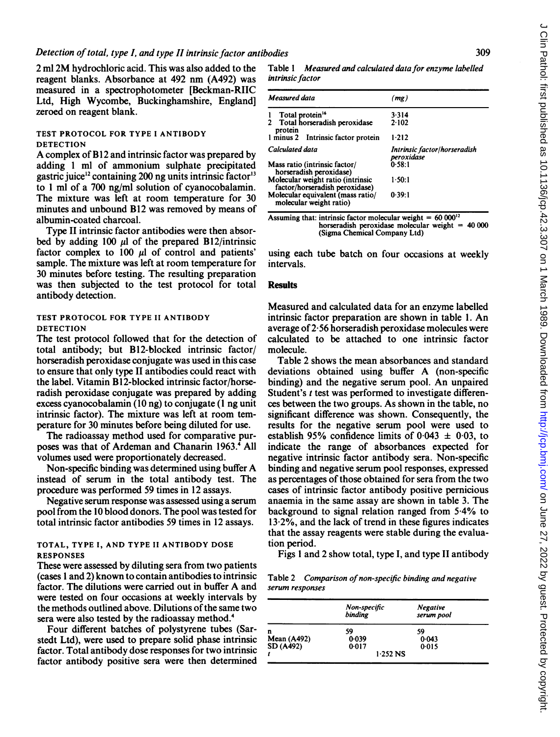2 ml 2M hydrochloric acid. This was also added to the reagent blanks. Absorbance at 492 nm (A492) was measured in a spectrophotometer [Beckman-RIIC Ltd, High Wycombe, Buckinghamshire, England] zeroed on reagent blank.

### TEST PROTOCOL FOR TYPE I ANTIBODY DETECTION

A complex of B12 and intrinsic factor was prepared by adding 1 ml of ammonium sulphate precipitated gastric juice[12] containing 200 ng units intrinsic factor[13] to 1 ml of a 700 ng/ml solution of cyanocobalamin. The mixture was left at room temperature for 30 minutes and unbound B12 was removed by means of albumin-coated charcoal.

Type II intrinsic factor antibodies were then absorbed by adding 100 $\mu$l of the prepared B12/intrinsic factor complex to 100 $\mu$l of control and patients' sample. The mixture was left at room temperature for 30 minutes before testing. The resulting preparation was then subjected to the test protocol for total antibody detection.

### TEST PROTOCOL FOR TYPE II ANTIBODY DETECTION

The test protocol followed that for the detection of total antibody; but B12-blocked intrinsic factor/horseradish peroxidase conjugate was used in this case to ensure that only type II antibodies could react with the label. Vitamin B12-blocked intrinsic factor/horseradish peroxidase conjugate was prepared by adding excess cyanocobalamin (10 ng) to conjugate (1 ng unit intrinsic factor). The mixture was left at room temperature for 30 minutes before being diluted for use.

The radioassay method used for comparative purposes was that of Ardeman and Chanarin 1963.[4] All volumes used were proportionately decreased.

Non-specific binding was determined using buffer A instead of serum in the total antibody test. The procedure was performed 59 times in 12 assays.

Negative serum response was assessed using a serum pool from the 10 blood donors. The pool was tested for total intrinsic factor antibodies 59 times in 12 assays.

### TOTAL, TYPE I, AND TYPE II ANTIBODY DOSE RESPONSES

These were assessed by diluting sera from two patients (cases 1 and 2) known to contain antibodies to intrinsic factor. The dilutions were carried out in buffer A and were tested on four occasions at weekly intervals by the methods outlined above. Dilutions of the same two sera were also tested by the radioassay method.[4]

Four different batches of polystyrene tubes (Sarstedt Ltd), were used to prepare solid phase intrinsic factor. Total antibody dose responses for two intrinsic factor antibody positive sera were then determined using each tube batch on four occasions at weekly intervals.

Table 1 *Measured and calculated data for enzyme labelled intrinsic factor*

| *Measured data* | *(mg)* |
|---|---|
| 1 Total protein[16] | 3·314 |
| 2 Total horseradish peroxidase protein | 2·102 |
| 1 minus 2 Intrinsic factor protein | 1·212 |
| *Calculated data* | *Intrinsic factor/horseradish peroxidase* |
| Mass ratio (intrinsic factor/horseradish peroxidase) | 0·58:1 |
| Molecular weight ratio (intrinsic factor/horseradish peroxidase) | 1·50:1 |
| Molecular equivalent (mass ratio/molecular weight ratio) | 0·39:1 |

Assuming that: intrinsic factor molecular weight = 60 000[12]
horseradish peroxidase molecular weight = 40 000 (Sigma Chemical Company Ltd)

## Results

Measured and calculated data for an enzyme labelled intrinsic factor preparation are shown in table 1. An average of 2·56 horseradish peroxidase molecules were calculated to be attached to one intrinsic factor molecule.

Table 2 shows the mean absorbances and standard deviations obtained using buffer A (non-specific binding) and the negative serum pool. An unpaired Student's $t$ test was performed to investigate differences between the two groups. As shown in the table, no significant difference was shown. Consequently, the results for the negative serum pool were used to establish 95% confidence limits of 0·043 ± 0·03, to indicate the range of absorbances expected for negative intrinsic factor antibody sera. Non-specific binding and negative serum pool responses, expressed as percentages of those obtained for sera from the two cases of intrinsic factor antibody positive pernicious anaemia in the same assay are shown in table 3. The background to signal relation ranged from 5·4% to 13·2%, and the lack of trend in these figures indicates that the assay reagents were stable during the evaluation period.

Figs 1 and 2 show total, type I, and type II antibody

Table 2 *Comparison of non-specific binding and negative serum responses*

| | *Non-specific binding* | *Negative serum pool* |
|---|---|---|
| n | 59 | 59 |
| Mean (A492) | 0·039 | 0·043 |
| SD (A492) | 0·017 | 0·015 |
| $t$ | 1·252 NS | |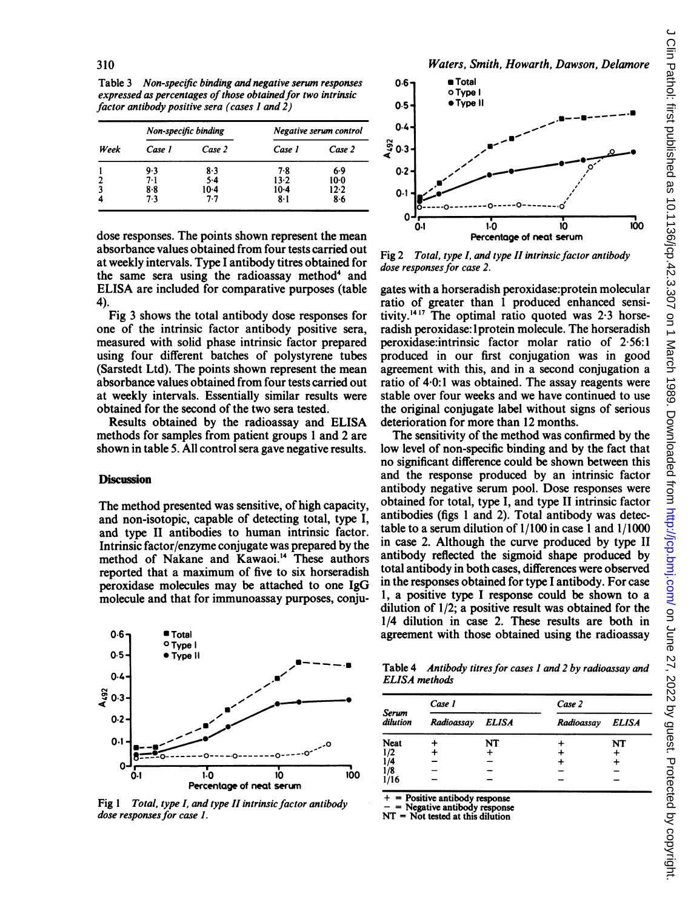Table 3 *Non-specific binding and negative serum responses expressed as percentages of those obtained for two intrinsic factor antibody positive sera (cases 1 and 2)*

| Week | Non-specific binding | | Negative serum control | |
|---|---|---|---|---|
| | Case 1 | Case 2 | Case 1 | Case 2 |
| 1 | 9·3 | 8·3 | 7·8 | 6·9 |
| 2 | 7·1 | 5·4 | 13·2 | 10·0 |
| 3 | 8·8 | 10·4 | 10·4 | 12·2 |
| 4 | 7·3 | 7·7 | 8·1 | 8·6 |

dose responses. The points shown represent the mean absorbance values obtained from four tests carried out at weekly intervals. Type I antibody titres obtained for the same sera using the radioassay method[4] and ELISA are included for comparative purposes (table 4).

Fig 3 shows the total antibody dose responses for one of the intrinsic factor antibody positive sera, measured with solid phase intrinsic factor prepared using four different batches of polystyrene tubes (Sarstedt Ltd). The points shown represent the mean absorbance values obtained from four tests carried out at weekly intervals. Essentially similar results were obtained for the second of the two sera tested.

Results obtained by the radioassay and ELISA methods for samples from patient groups 1 and 2 are shown in table 5. All control sera gave negative results.

## Discussion

The method presented was sensitive, of high capacity, and non-isotopic, capable of detecting total, type I, and type II antibodies to human intrinsic factor. Intrinsic factor/enzyme conjugate was prepared by the method of Nakane and Kawaoi.[14] These authors reported that a maximum of five to six horseradish peroxidase molecules may be attached to one IgG molecule and that for immunoassay purposes, conjugates with a horseradish peroxidase:protein molecular ratio of greater than 1 produced enhanced sensitivity.[14 17] The optimal ratio quoted was 2·3 horseradish peroxidase:1protein molecule. The horseradish peroxidase:intrinsic factor molar ratio of 2·56:1 produced in our first conjugation was in good agreement with this, and in a second conjugation a ratio of 4·0:1 was obtained. The assay reagents were stable over four weeks and we have continued to use the original conjugate label without signs of serious deterioration for more than 12 months.

The sensitivity of the method was confirmed by the low level of non-specific binding and by the fact that no significant difference could be shown between this and the response produced by an intrinsic factor antibody negative serum pool. Dose responses were obtained for total, type I, and type II intrinsic factor antibodies (figs 1 and 2). Total antibody was detectable to a serum dilution of 1/100 in case 1 and 1/1000 in case 2. Although the curve produced by type II antibody reflected the sigmoid shape produced by total antibody in both cases, differences were observed in the responses obtained for type I antibody. For case 1, a positive type I response could be shown to a dilution of 1/2; a positive result was obtained for the 1/4 dilution in case 2. These results are both in agreement with those obtained using the radioassay

■ Total
○ Type I
● Type II
$A_{492}$
0 0·1 0·2 0·3 0·4 0·5 0·6
0·1 1·0 10 100
Percentage of neat serum

Fig 1 *Total, type I, and type II intrinsic factor antibody dose responses for case 1.*

■ Total
○ Type I
● Type II
$A_{492}$
0 0·1 0·2 0·3 0·4 0·5 0·6
0·1 1·0 10 100
Percentage of neat serum

Fig 2 *Total, type I, and type II intrinsic factor antibody dose responses for case 2.*

Table 4 *Antibody titres for cases 1 and 2 by radioassay and ELISA methods*

| Serum dilution | Case 1 | | Case 2 | |
|---|---|---|---|---|
| | Radioassay | ELISA | Radioassay | ELISA |
| Neat | + | NT | + | NT |
| 1/2 | + | + | + | + |
| 1/4 | − | − | + | + |
| 1/8 | − | − | − | − |
| 1/16 | − | − | − | − |

+ = Positive antibody response
− = Negative antibody response
NT = Not tested at this dilution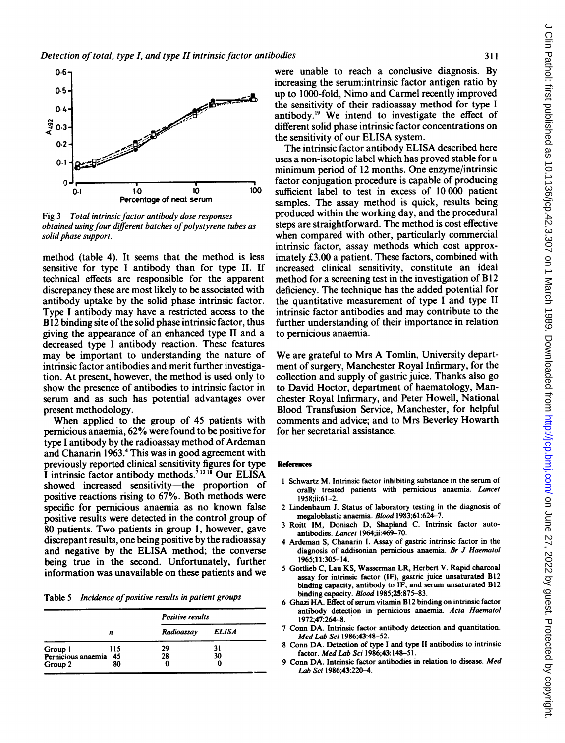0·6
0·5
0·4
$A_{492}$ 0·3
0·2
0·1
0
0·1
1·0
10
100
Percentage of neat serum

Fig 3 *Total intrinsic factor antibody dose responses obtained using four different batches of polystyrene tubes as solid phase support.*

method (table 4). It seems that the method is less sensitive for type I antibody than for type II. If technical effects are responsible for the apparent discrepancy these are most likely to be associated with antibody uptake by the solid phase intrinsic factor. Type I antibody may have a restricted access to the B12 binding site of the solid phase intrinsic factor, thus giving the appearance of an enhanced type II and a decreased type I antibody reaction. These features may be important to understanding the nature of intrinsic factor antibodies and merit further investigation. At present, however, the method is used only to show the presence of antibodies to intrinsic factor in serum and as such has potential advantages over present methodology.

When applied to the group of 45 patients with pernicious anaemia, 62% were found to be positive for type I antibody by the radioassay method of Ardeman and Chanarin 1963.[4] This was in good agreement with previously reported clinical sensitivity figures for type I intrinsic factor antibody methods.[7 13 18] Our ELISA showed increased sensitivity—the proportion of positive reactions rising to 67%. Both methods were specific for pernicious anaemia as no known false positive results were detected in the control group of 80 patients. Two patients in group 1, however, gave discrepant results, one being positive by the radioassay and negative by the ELISA method; the converse being true in the second. Unfortunately, further information was unavailable on these patients and we

Table 5 *Incidence of positive results in patient groups*

| | n | Positive results | |
|---|---|---|---|
| | | *Radioassay* | *ELISA* |
| Group 1 | 115 | 29 | 31 |
| Pernicious anaemia | 45 | 28 | 30 |
| Group 2 | 80 | 0 | 0 |

were unable to reach a conclusive diagnosis. By increasing the serum:intrinsic factor antigen ratio by up to 1000-fold, Nimo and Carmel recently improved the sensitivity of their radioassay method for type I antibody.[19] We intend to investigate the effect of different solid phase intrinsic factor concentrations on the sensitivity of our ELISA system.

The intrinsic factor antibody ELISA described here uses a non-isotopic label which has proved stable for a minimum period of 12 months. One enzyme/intrinsic factor conjugation procedure is capable of producing sufficient label to test in excess of 10 000 patient samples. The assay method is quick, results being produced within the working day, and the procedural steps are straightforward. The method is cost effective when compared with other, particularly commercial intrinsic factor, assay methods which cost approximately £3.00 a patient. These factors, combined with increased clinical sensitivity, constitute an ideal method for a screening test in the investigation of B12 deficiency. The technique has the added potential for the quantitative measurement of type I and type II intrinsic factor antibodies and may contribute to the further understanding of their importance in relation to pernicious anaemia.

We are grateful to Mrs A Tomlin, University department of surgery, Manchester Royal Infirmary, for the collection and supply of gastric juice. Thanks also go to David Hoctor, department of haematology, Manchester Royal Infirmary, and Peter Howell, National Blood Transfusion Service, Manchester, for helpful comments and advice; and to Mrs Beverley Howarth for her secretarial assistance.

## References

1 Schwartz M. Intrinsic factor inhibiting substance in the serum of orally treated patients with pernicious anaemia. *Lancet* 1958;ii:61–2.
2 Lindenbaum J. Status of laboratory testing in the diagnosis of megaloblastic anaemia. *Blood* 1983;**61**:624–7.
3 Roitt IM, Doniach D, Shapland C. Intrinsic factor autoantibodies. *Lancet* 1964;ii:469–70.
4 Ardeman S, Chanarin I. Assay of gastric intrinsic factor in the diagnosis of addisonian pernicious anaemia. *Br J Haematol* 1965;**11**:305–14.
5 Gottlieb C, Lau KS, Wasserman LR, Herbert V. Rapid charcoal assay for intrinsic factor (IF), gastric juice unsaturated B12 binding capacity, antibody to IF, and serum unsaturated B12 binding capacity. *Blood* 1985;**25**:875–83.
6 Ghazi HA. Effect of serum vitamin B12 binding on intrinsic factor antibody detection in pernicious anaemia. *Acta Haematol* 1972;**47**:264–8.
7 Conn DA. Intrinsic factor antibody detection and quantitation. *Med Lab Sci* 1986;**43**:48–52.
8 Conn DA. Detection of type I and type II antibodies to intrinsic factor. *Med Lab Sci* 1986;**43**:148–51.
9 Conn DA. Intrinsic factor antibodies in relation to disease. *Med Lab Sci* 1986;**43**:220–4.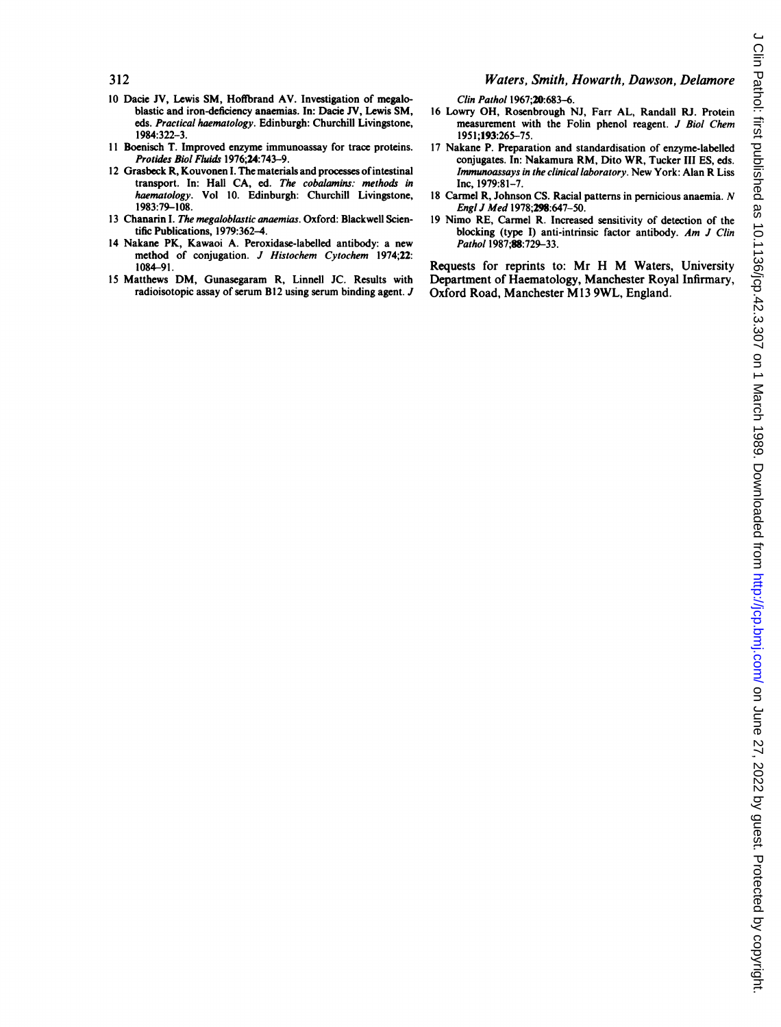10 Dacie JV, Lewis SM, Hoffbrand AV. Investigation of megaloblastic and iron-deficiency anaemias. In: Dacie JV, Lewis SM, eds. *Practical haematology*. Edinburgh: Churchill Livingstone, 1984:322–3.

11 Boenisch T. Improved enzyme immunoassay for trace proteins. *Protides Biol Fluids* 1976;**24**:743–9.

12 Grasbeck R, Kouvonen I. The materials and processes of intestinal transport. In: Hall CA, ed. *The cobalamins: methods in haematology*. Vol 10. Edinburgh: Churchill Livingstone, 1983:79–108.

13 Chanarin I. *The megaloblastic anaemias*. Oxford: Blackwell Scientific Publications, 1979:362–4.

14 Nakane PK, Kawaoi A. Peroxidase-labelled antibody: a new method of conjugation. *J Histochem Cytochem* 1974;**22**: 1084–91.

15 Matthews DM, Gunasegaram R, Linnell JC. Results with radioisotopic assay of serum B12 using serum binding agent. *J Clin Pathol* 1967;**20**:683–6.

16 Lowry OH, Rosenbrough NJ, Farr AL, Randall RJ. Protein measurement with the Folin phenol reagent. *J Biol Chem* 1951;**193**:265–75.

17 Nakane P. Preparation and standardisation of enzyme-labelled conjugates. In: Nakamura RM, Dito WR, Tucker III ES, eds. *Immunoassays in the clinical laboratory*. New York: Alan R Liss Inc, 1979:81–7.

18 Carmel R, Johnson CS. Racial patterns in pernicious anaemia. *N Engl J Med* 1978;**298**:647–50.

19 Nimo RE, Carmel R. Increased sensitivity of detection of the blocking (type I) anti-intrinsic factor antibody. *Am J Clin Pathol* 1987;**88**:729–33.

Requests for reprints to: Mr H M Waters, University Department of Haematology, Manchester Royal Infirmary, Oxford Road, Manchester M13 9WL, England.